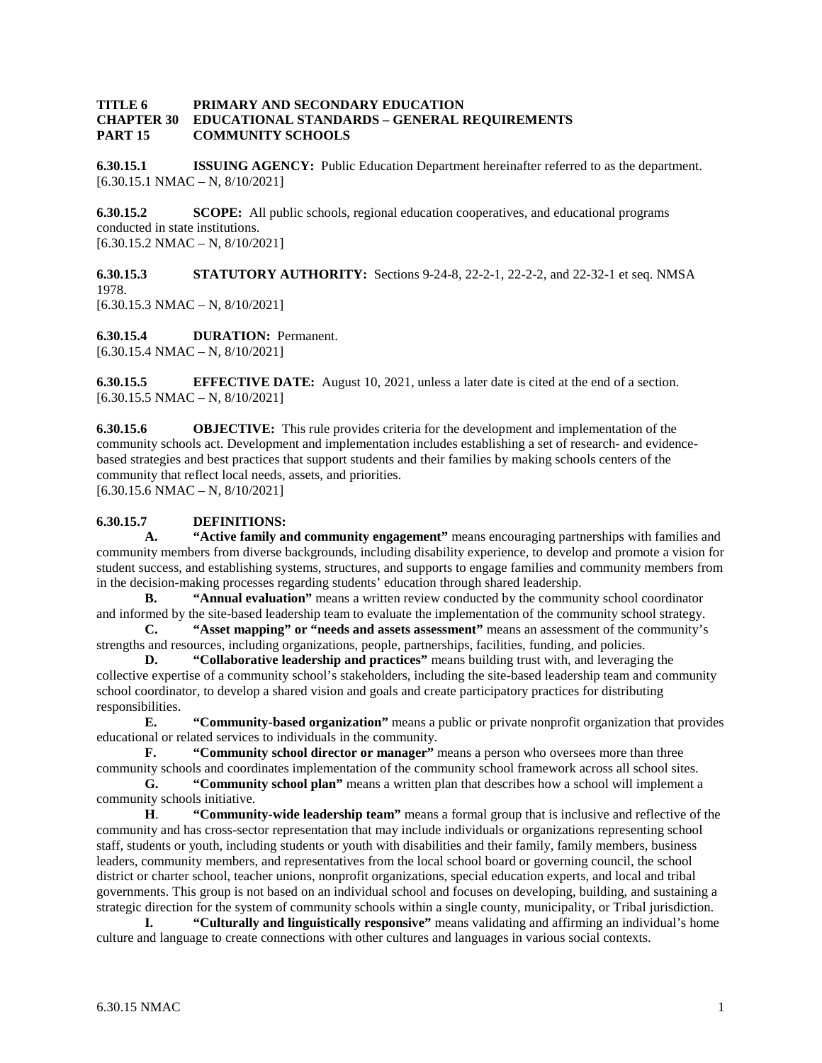**TITLE 6 PRIMARY AND SECONDARY EDUCATION**
**CHAPTER 30 EDUCATIONAL STANDARDS – GENERAL REQUIREMENTS**
**PART 15 COMMUNITY SCHOOLS**

**6.30.15.1 ISSUING AGENCY:** Public Education Department hereinafter referred to as the department.
[6.30.15.1 NMAC – N, 8/10/2021]

**6.30.15.2 SCOPE:** All public schools, regional education cooperatives, and educational programs conducted in state institutions.
[6.30.15.2 NMAC – N, 8/10/2021]

**6.30.15.3 STATUTORY AUTHORITY:** Sections 9-24-8, 22-2-1, 22-2-2, and 22-32-1 et seq. NMSA 1978.
[6.30.15.3 NMAC – N, 8/10/2021]

**6.30.15.4 DURATION:** Permanent.
[6.30.15.4 NMAC – N, 8/10/2021]

**6.30.15.5 EFFECTIVE DATE:** August 10, 2021, unless a later date is cited at the end of a section.
[6.30.15.5 NMAC – N, 8/10/2021]

**6.30.15.6 OBJECTIVE:** This rule provides criteria for the development and implementation of the community schools act. Development and implementation includes establishing a set of research- and evidence-based strategies and best practices that support students and their families by making schools centers of the community that reflect local needs, assets, and priorities.
[6.30.15.6 NMAC – N, 8/10/2021]

**6.30.15.7 DEFINITIONS:**

**A. "Active family and community engagement"** means encouraging partnerships with families and community members from diverse backgrounds, including disability experience, to develop and promote a vision for student success, and establishing systems, structures, and supports to engage families and community members from in the decision-making processes regarding students' education through shared leadership.

**B. "Annual evaluation"** means a written review conducted by the community school coordinator and informed by the site-based leadership team to evaluate the implementation of the community school strategy.

**C. "Asset mapping" or "needs and assets assessment"** means an assessment of the community's strengths and resources, including organizations, people, partnerships, facilities, funding, and policies.

**D. "Collaborative leadership and practices"** means building trust with, and leveraging the collective expertise of a community school's stakeholders, including the site-based leadership team and community school coordinator, to develop a shared vision and goals and create participatory practices for distributing responsibilities.

**E. "Community-based organization"** means a public or private nonprofit organization that provides educational or related services to individuals in the community.

**F. "Community school director or manager"** means a person who oversees more than three community schools and coordinates implementation of the community school framework across all school sites.

**G. "Community school plan"** means a written plan that describes how a school will implement a community schools initiative.

**H. "Community-wide leadership team"** means a formal group that is inclusive and reflective of the community and has cross-sector representation that may include individuals or organizations representing school staff, students or youth, including students or youth with disabilities and their family, family members, business leaders, community members, and representatives from the local school board or governing council, the school district or charter school, teacher unions, nonprofit organizations, special education experts, and local and tribal governments. This group is not based on an individual school and focuses on developing, building, and sustaining a strategic direction for the system of community schools within a single county, municipality, or Tribal jurisdiction.

**I. "Culturally and linguistically responsive"** means validating and affirming an individual's home culture and language to create connections with other cultures and languages in various social contexts.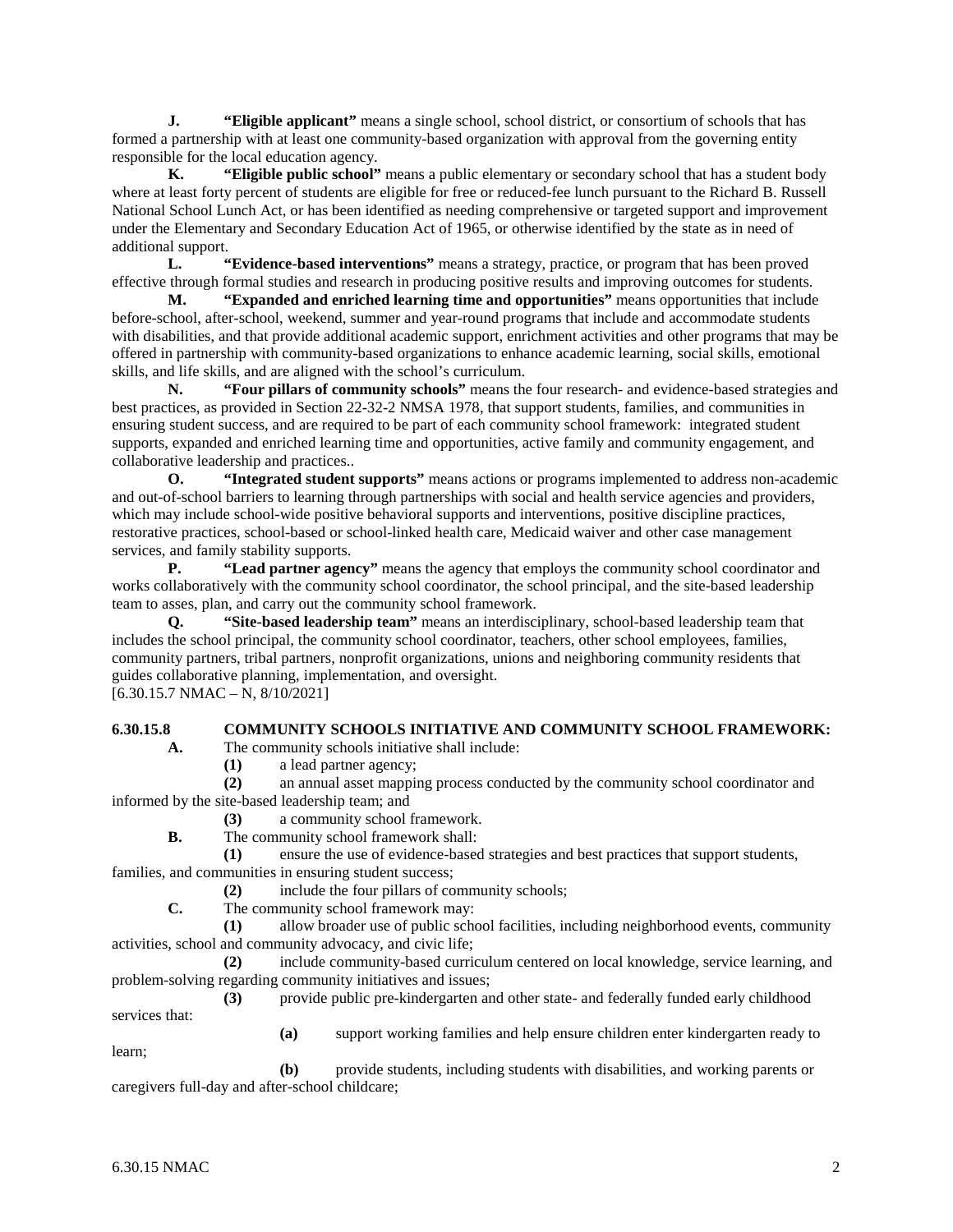**J.** **"Eligible applicant"** means a single school, school district, or consortium of schools that has formed a partnership with at least one community-based organization with approval from the governing entity responsible for the local education agency.

**K.** **"Eligible public school"** means a public elementary or secondary school that has a student body where at least forty percent of students are eligible for free or reduced-fee lunch pursuant to the Richard B. Russell National School Lunch Act, or has been identified as needing comprehensive or targeted support and improvement under the Elementary and Secondary Education Act of 1965, or otherwise identified by the state as in need of additional support.

**L.** **"Evidence-based interventions"** means a strategy, practice, or program that has been proved effective through formal studies and research in producing positive results and improving outcomes for students.

**M.** **"Expanded and enriched learning time and opportunities"** means opportunities that include before-school, after-school, weekend, summer and year-round programs that include and accommodate students with disabilities, and that provide additional academic support, enrichment activities and other programs that may be offered in partnership with community-based organizations to enhance academic learning, social skills, emotional skills, and life skills, and are aligned with the school's curriculum.

**N.** **"Four pillars of community schools"** means the four research- and evidence-based strategies and best practices, as provided in Section 22-32-2 NMSA 1978, that support students, families, and communities in ensuring student success, and are required to be part of each community school framework: integrated student supports, expanded and enriched learning time and opportunities, active family and community engagement, and collaborative leadership and practices..

**O.** **"Integrated student supports"** means actions or programs implemented to address non-academic and out-of-school barriers to learning through partnerships with social and health service agencies and providers, which may include school-wide positive behavioral supports and interventions, positive discipline practices, restorative practices, school-based or school-linked health care, Medicaid waiver and other case management services, and family stability supports.

**P.** **"Lead partner agency"** means the agency that employs the community school coordinator and works collaboratively with the community school coordinator, the school principal, and the site-based leadership team to asses, plan, and carry out the community school framework.

**Q.** **"Site-based leadership team"** means an interdisciplinary, school-based leadership team that includes the school principal, the community school coordinator, teachers, other school employees, families, community partners, tribal partners, nonprofit organizations, unions and neighboring community residents that guides collaborative planning, implementation, and oversight.

[6.30.15.7 NMAC – N, 8/10/2021]

**6.30.15.8 COMMUNITY SCHOOLS INITIATIVE AND COMMUNITY SCHOOL FRAMEWORK:**

**A.** The community schools initiative shall include:

**(1)** a lead partner agency;

**(2)** an annual asset mapping process conducted by the community school coordinator and informed by the site-based leadership team; and

**(3)** a community school framework.

**B.** The community school framework shall:

**(1)** ensure the use of evidence-based strategies and best practices that support students, families, and communities in ensuring student success;

**(2)** include the four pillars of community schools;

**C.** The community school framework may:

**(1)** allow broader use of public school facilities, including neighborhood events, community activities, school and community advocacy, and civic life;

**(2)** include community-based curriculum centered on local knowledge, service learning, and problem-solving regarding community initiatives and issues;

**(3)** provide public pre-kindergarten and other state- and federally funded early childhood services that:

**(a)** support working families and help ensure children enter kindergarten ready to learn;

**(b)** provide students, including students with disabilities, and working parents or caregivers full-day and after-school childcare;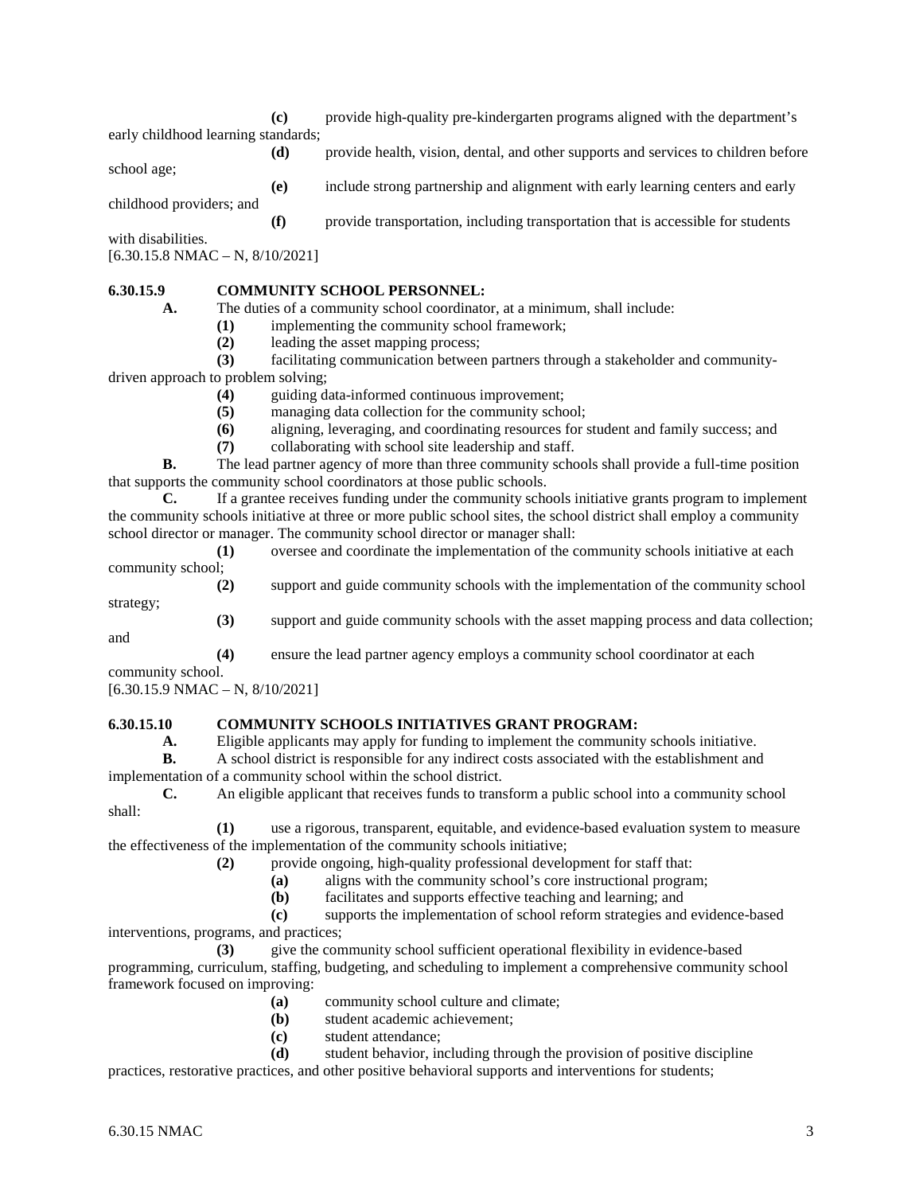**(c)** provide high-quality pre-kindergarten programs aligned with the department's early childhood learning standards;

**(d)** provide health, vision, dental, and other supports and services to children before school age;

**(e)** include strong partnership and alignment with early learning centers and early childhood providers; and

**(f)** provide transportation, including transportation that is accessible for students with disabilities.

[6.30.15.8 NMAC – N, 8/10/2021]

**6.30.15.9 COMMUNITY SCHOOL PERSONNEL:**

**A.** The duties of a community school coordinator, at a minimum, shall include:

**(1)** implementing the community school framework;

**(2)** leading the asset mapping process;

**(3)** facilitating communication between partners through a stakeholder and community-driven approach to problem solving;

**(4)** guiding data-informed continuous improvement;

**(5)** managing data collection for the community school;

**(6)** aligning, leveraging, and coordinating resources for student and family success; and

**(7)** collaborating with school site leadership and staff.

**B.** The lead partner agency of more than three community schools shall provide a full-time position that supports the community school coordinators at those public schools.

**C.** If a grantee receives funding under the community schools initiative grants program to implement the community schools initiative at three or more public school sites, the school district shall employ a community school director or manager. The community school director or manager shall:

**(1)** oversee and coordinate the implementation of the community schools initiative at each community school;

**(2)** support and guide community schools with the implementation of the community school strategy;

**(3)** support and guide community schools with the asset mapping process and data collection; and

**(4)** ensure the lead partner agency employs a community school coordinator at each community school.

[6.30.15.9 NMAC – N, 8/10/2021]

**6.30.15.10 COMMUNITY SCHOOLS INITIATIVES GRANT PROGRAM:**

**A.** Eligible applicants may apply for funding to implement the community schools initiative.

**B.** A school district is responsible for any indirect costs associated with the establishment and implementation of a community school within the school district.

**C.** An eligible applicant that receives funds to transform a public school into a community school shall:

**(1)** use a rigorous, transparent, equitable, and evidence-based evaluation system to measure the effectiveness of the implementation of the community schools initiative;

**(2)** provide ongoing, high-quality professional development for staff that:

**(a)** aligns with the community school's core instructional program;

**(b)** facilitates and supports effective teaching and learning; and

**(c)** supports the implementation of school reform strategies and evidence-based interventions, programs, and practices;

**(3)** give the community school sufficient operational flexibility in evidence-based programming, curriculum, staffing, budgeting, and scheduling to implement a comprehensive community school framework focused on improving:

**(a)** community school culture and climate;

**(b)** student academic achievement;

**(c)** student attendance;

**(d)** student behavior, including through the provision of positive discipline practices, restorative practices, and other positive behavioral supports and interventions for students;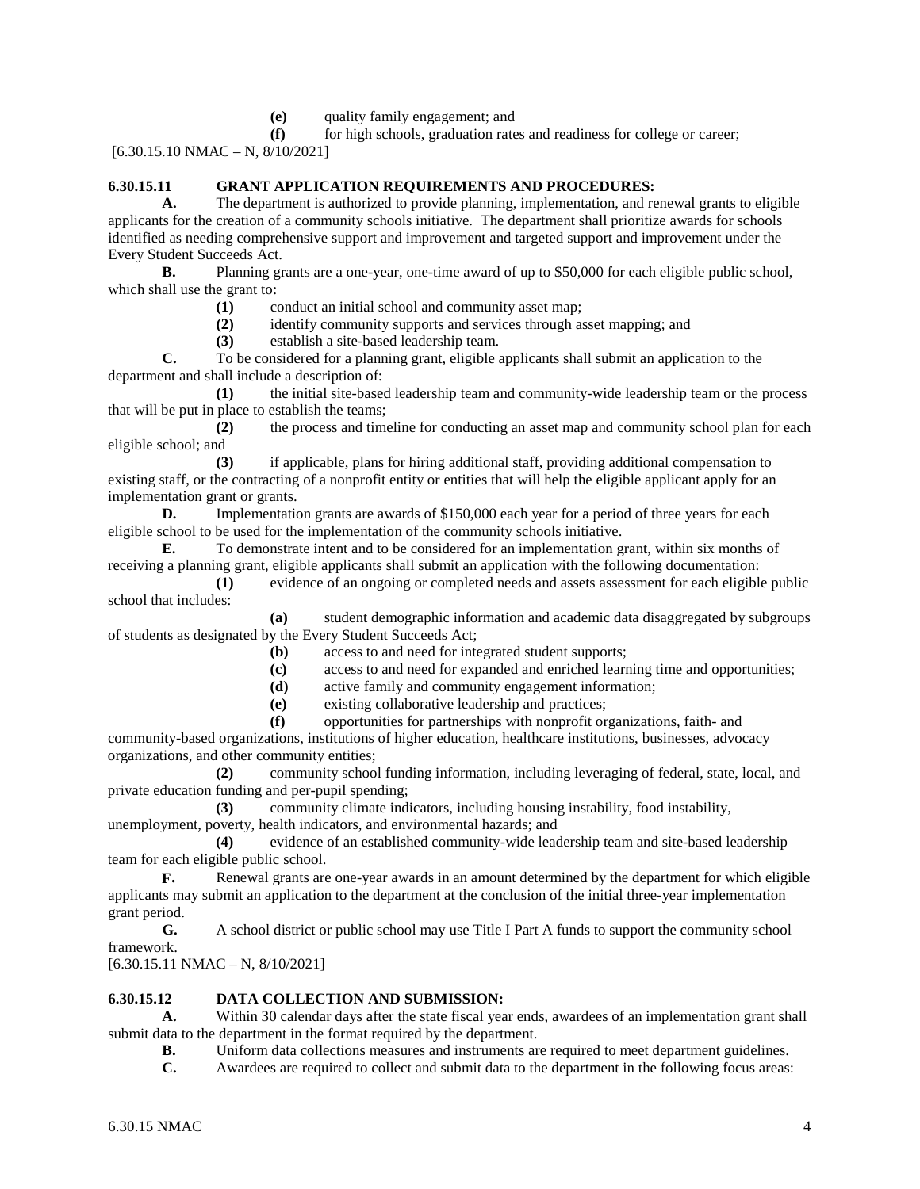**(e)** quality family engagement; and

**(f)** for high schools, graduation rates and readiness for college or career;

[6.30.15.10 NMAC – N, 8/10/2021]

**6.30.15.11 GRANT APPLICATION REQUIREMENTS AND PROCEDURES:**

**A.** The department is authorized to provide planning, implementation, and renewal grants to eligible applicants for the creation of a community schools initiative. The department shall prioritize awards for schools identified as needing comprehensive support and improvement and targeted support and improvement under the Every Student Succeeds Act.

**B.** Planning grants are a one-year, one-time award of up to $50,000 for each eligible public school, which shall use the grant to:

**(1)** conduct an initial school and community asset map;

**(2)** identify community supports and services through asset mapping; and

**(3)** establish a site-based leadership team.

**C.** To be considered for a planning grant, eligible applicants shall submit an application to the department and shall include a description of:

**(1)** the initial site-based leadership team and community-wide leadership team or the process that will be put in place to establish the teams;

**(2)** the process and timeline for conducting an asset map and community school plan for each eligible school; and

**(3)** if applicable, plans for hiring additional staff, providing additional compensation to existing staff, or the contracting of a nonprofit entity or entities that will help the eligible applicant apply for an implementation grant or grants.

**D.** Implementation grants are awards of $150,000 each year for a period of three years for each eligible school to be used for the implementation of the community schools initiative.

**E.** To demonstrate intent and to be considered for an implementation grant, within six months of receiving a planning grant, eligible applicants shall submit an application with the following documentation:

**(1)** evidence of an ongoing or completed needs and assets assessment for each eligible public school that includes:

**(a)** student demographic information and academic data disaggregated by subgroups of students as designated by the Every Student Succeeds Act;

**(b)** access to and need for integrated student supports;

**(c)** access to and need for expanded and enriched learning time and opportunities;

**(d)** active family and community engagement information;

**(e)** existing collaborative leadership and practices;

**(f)** opportunities for partnerships with nonprofit organizations, faith- and community-based organizations, institutions of higher education, healthcare institutions, businesses, advocacy organizations, and other community entities;

**(2)** community school funding information, including leveraging of federal, state, local, and private education funding and per-pupil spending;

**(3)** community climate indicators, including housing instability, food instability, unemployment, poverty, health indicators, and environmental hazards; and

**(4)** evidence of an established community-wide leadership team and site-based leadership team for each eligible public school.

**F.** Renewal grants are one-year awards in an amount determined by the department for which eligible applicants may submit an application to the department at the conclusion of the initial three-year implementation grant period.

**G.** A school district or public school may use Title I Part A funds to support the community school framework.

[6.30.15.11 NMAC – N, 8/10/2021]

**6.30.15.12 DATA COLLECTION AND SUBMISSION:**

**A.** Within 30 calendar days after the state fiscal year ends, awardees of an implementation grant shall submit data to the department in the format required by the department.

**B.** Uniform data collections measures and instruments are required to meet department guidelines.

**C.** Awardees are required to collect and submit data to the department in the following focus areas: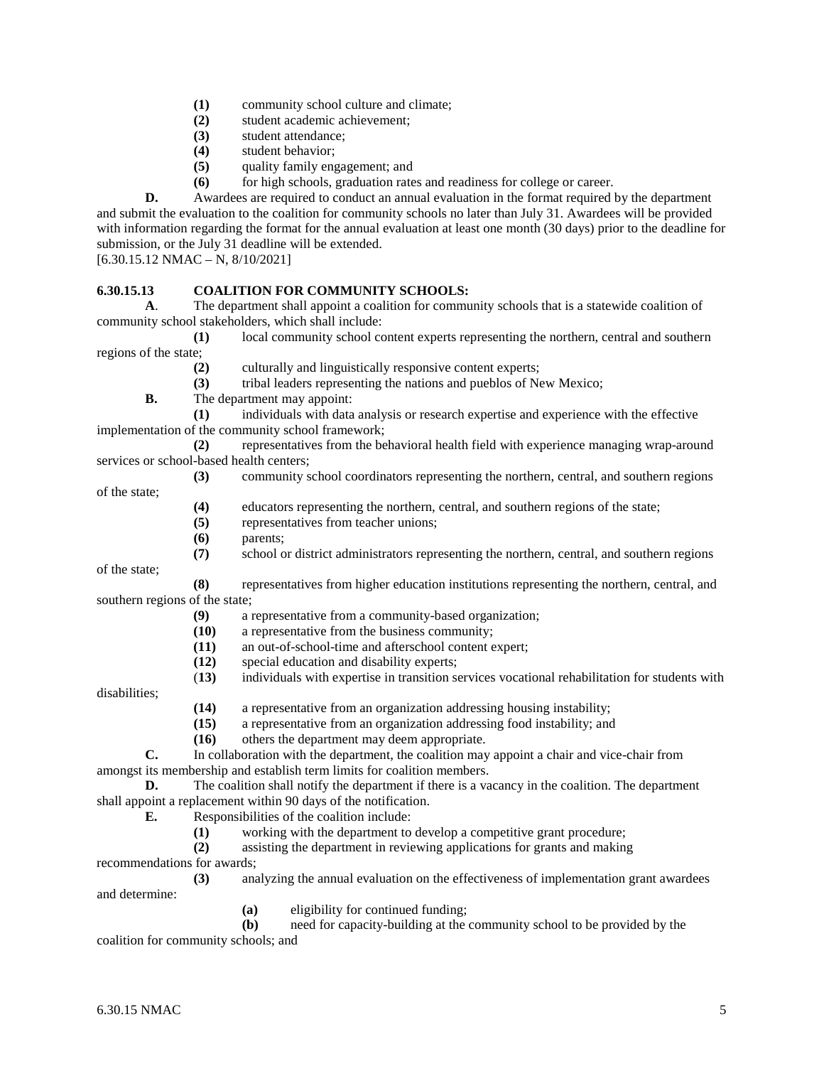**(1)** community school culture and climate;
**(2)** student academic achievement;
**(3)** student attendance;
**(4)** student behavior;
**(5)** quality family engagement; and
**(6)** for high schools, graduation rates and readiness for college or career.

**D.** Awardees are required to conduct an annual evaluation in the format required by the department and submit the evaluation to the coalition for community schools no later than July 31. Awardees will be provided with information regarding the format for the annual evaluation at least one month (30 days) prior to the deadline for submission, or the July 31 deadline will be extended.
[6.30.15.12 NMAC – N, 8/10/2021]

**6.30.15.13 COALITION FOR COMMUNITY SCHOOLS:**

**A**. The department shall appoint a coalition for community schools that is a statewide coalition of community school stakeholders, which shall include:

**(1)** local community school content experts representing the northern, central and southern regions of the state;
**(2)** culturally and linguistically responsive content experts;
**(3)** tribal leaders representing the nations and pueblos of New Mexico;

**B.** The department may appoint:

**(1)** individuals with data analysis or research expertise and experience with the effective implementation of the community school framework;
**(2)** representatives from the behavioral health field with experience managing wrap-around services or school-based health centers;
**(3)** community school coordinators representing the northern, central, and southern regions of the state;
**(4)** educators representing the northern, central, and southern regions of the state;
**(5)** representatives from teacher unions;
**(6)** parents;
**(7)** school or district administrators representing the northern, central, and southern regions of the state;
**(8)** representatives from higher education institutions representing the northern, central, and southern regions of the state;
**(9)** a representative from a community-based organization;
**(10)** a representative from the business community;
**(11)** an out-of-school-time and afterschool content expert;
**(12)** special education and disability experts;
(**13)** individuals with expertise in transition services vocational rehabilitation for students with disabilities;
**(14)** a representative from an organization addressing housing instability;
**(15)** a representative from an organization addressing food instability; and
**(16)** others the department may deem appropriate.

**C.** In collaboration with the department, the coalition may appoint a chair and vice-chair from amongst its membership and establish term limits for coalition members.

**D.** The coalition shall notify the department if there is a vacancy in the coalition. The department shall appoint a replacement within 90 days of the notification.

**E.** Responsibilities of the coalition include:

**(1)** working with the department to develop a competitive grant procedure;
**(2)** assisting the department in reviewing applications for grants and making recommendations for awards;
**(3)** analyzing the annual evaluation on the effectiveness of implementation grant awardees and determine:

**(a)** eligibility for continued funding;
**(b)** need for capacity-building at the community school to be provided by the coalition for community schools; and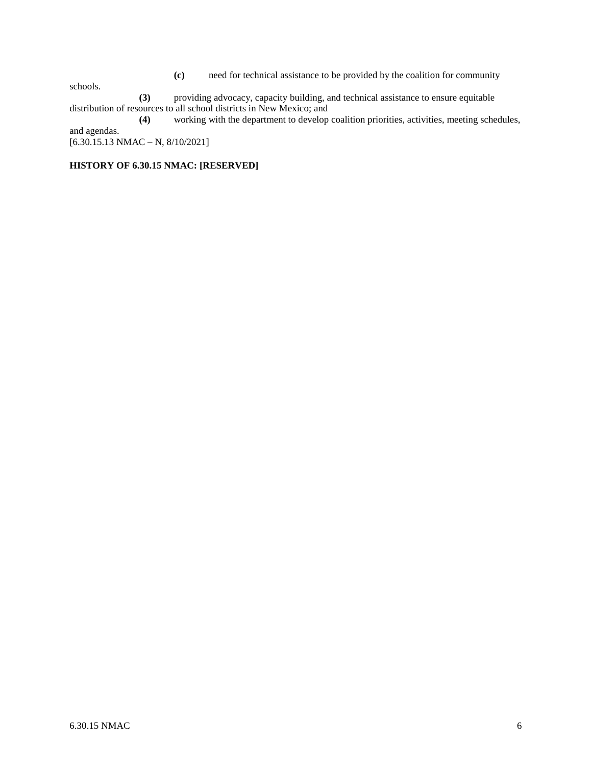**(c)** need for technical assistance to be provided by the coalition for community schools.

**(3)** providing advocacy, capacity building, and technical assistance to ensure equitable distribution of resources to all school districts in New Mexico; and

**(4)** working with the department to develop coalition priorities, activities, meeting schedules, and agendas.

[6.30.15.13 NMAC – N, 8/10/2021]

**HISTORY OF 6.30.15 NMAC: [RESERVED]**